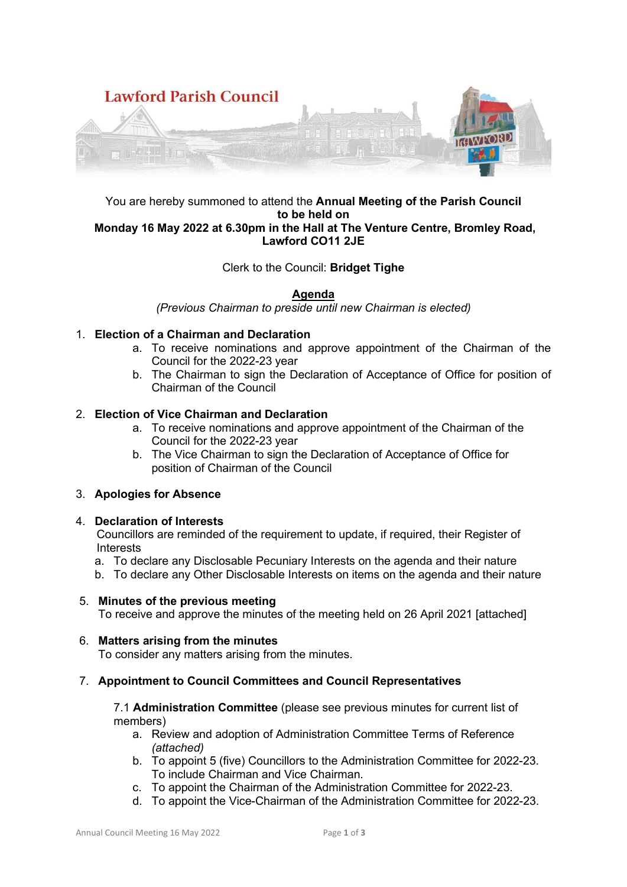# Lawford Parish Council

You are hereby summoned to attend the **Annual Meeting of the Parish Council to be held on**
**Monday 16 May 2022 at 6.30pm in the Hall at The Venture Centre, Bromley Road, Lawford CO11 2JE**

Clerk to the Council: **Bridget Tighe**

## Agenda

*(Previous Chairman to preside until new Chairman is elected)*

1. **Election of a Chairman and Declaration**
   a. To receive nominations and approve appointment of the Chairman of the Council for the 2022-23 year
   b. The Chairman to sign the Declaration of Acceptance of Office for position of Chairman of the Council

2. **Election of Vice Chairman and Declaration**
   a. To receive nominations and approve appointment of the Chairman of the Council for the 2022-23 year
   b. The Vice Chairman to sign the Declaration of Acceptance of Office for position of Chairman of the Council

3. **Apologies for Absence**

4. **Declaration of Interests**
   Councillors are reminded of the requirement to update, if required, their Register of Interests
   a. To declare any Disclosable Pecuniary Interests on the agenda and their nature
   b. To declare any Other Disclosable Interests on items on the agenda and their nature

5. **Minutes of the previous meeting**
   To receive and approve the minutes of the meeting held on 26 April 2021 [attached]

6. **Matters arising from the minutes**
   To consider any matters arising from the minutes.

7. **Appointment to Council Committees and Council Representatives**

   7.1 **Administration Committee** (please see previous minutes for current list of members)
   a. Review and adoption of Administration Committee Terms of Reference *(attached)*
   b. To appoint 5 (five) Councillors to the Administration Committee for 2022-23. To include Chairman and Vice Chairman.
   c. To appoint the Chairman of the Administration Committee for 2022-23.
   d. To appoint the Vice-Chairman of the Administration Committee for 2022-23.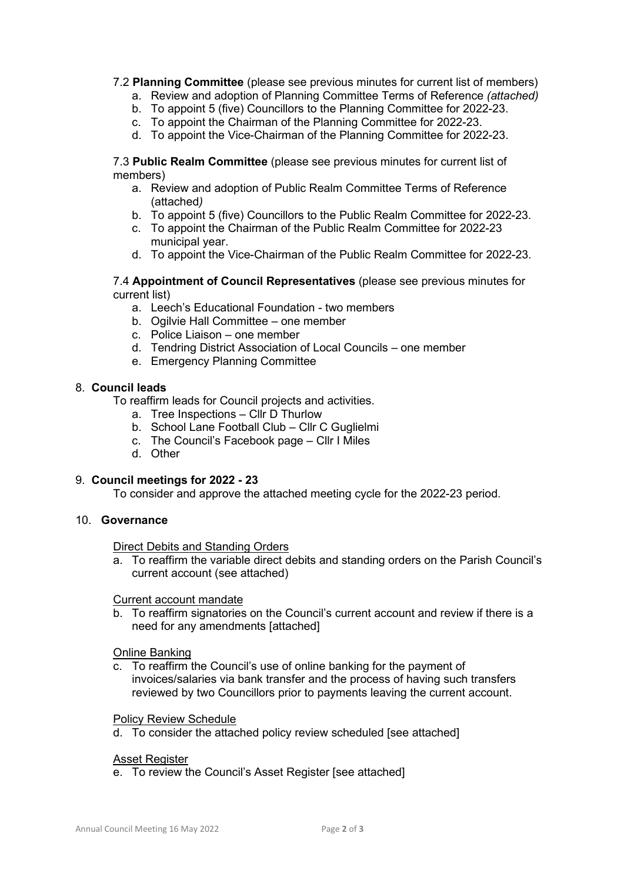7.2 **Planning Committee** (please see previous minutes for current list of members)

a. Review and adoption of Planning Committee Terms of Reference *(attached)*
b. To appoint 5 (five) Councillors to the Planning Committee for 2022-23.
c. To appoint the Chairman of the Planning Committee for 2022-23.
d. To appoint the Vice-Chairman of the Planning Committee for 2022-23.

7.3 **Public Realm Committee** (please see previous minutes for current list of members)

a. Review and adoption of Public Realm Committee Terms of Reference (attached*)*
b. To appoint 5 (five) Councillors to the Public Realm Committee for 2022-23.
c. To appoint the Chairman of the Public Realm Committee for 2022-23 municipal year.
d. To appoint the Vice-Chairman of the Public Realm Committee for 2022-23.

7.4 **Appointment of Council Representatives** (please see previous minutes for current list)

a. Leech's Educational Foundation - two members
b. Ogilvie Hall Committee – one member
c. Police Liaison – one member
d. Tendring District Association of Local Councils – one member
e. Emergency Planning Committee

## 8. Council leads

To reaffirm leads for Council projects and activities.

a. Tree Inspections – Cllr D Thurlow
b. School Lane Football Club – Cllr C Guglielmi
c. The Council's Facebook page – Cllr I Miles
d. Other

## 9. Council meetings for 2022 - 23

To consider and approve the attached meeting cycle for the 2022-23 period.

## 10. Governance

Direct Debits and Standing Orders

a. To reaffirm the variable direct debits and standing orders on the Parish Council's current account (see attached)

Current account mandate

b. To reaffirm signatories on the Council's current account and review if there is a need for any amendments [attached]

Online Banking

c. To reaffirm the Council's use of online banking for the payment of invoices/salaries via bank transfer and the process of having such transfers reviewed by two Councillors prior to payments leaving the current account.

Policy Review Schedule

d. To consider the attached policy review scheduled [see attached]

Asset Register

e. To review the Council's Asset Register [see attached]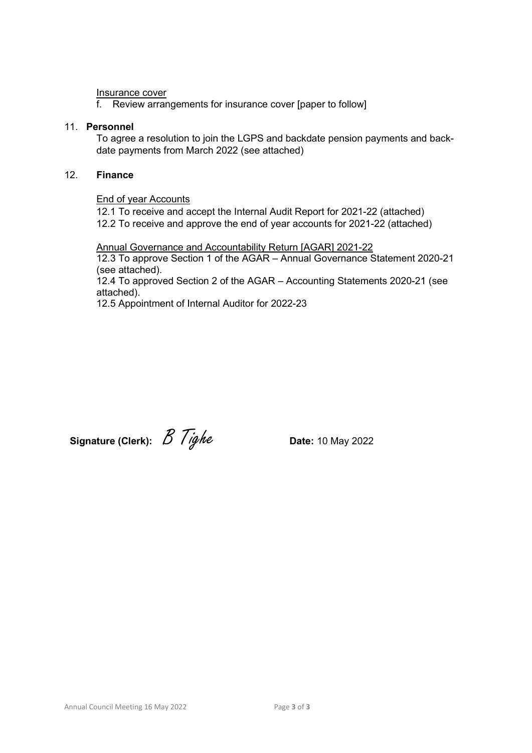<u>Insurance cover</u>

f. Review arrangements for insurance cover [paper to follow]

11. **Personnel**

    To agree a resolution to join the LGPS and backdate pension payments and back-date payments from March 2022 (see attached)

12. **Finance**

    <u>End of year Accounts</u>

    12.1 To receive and accept the Internal Audit Report for 2021-22 (attached)
    12.2 To receive and approve the end of year accounts for 2021-22 (attached)

    <u>Annual Governance and Accountability Return [AGAR] 2021-22</u>

    12.3 To approve Section 1 of the AGAR – Annual Governance Statement 2020-21 (see attached).
    12.4 To approved Section 2 of the AGAR – Accounting Statements 2020-21 (see attached).
    12.5 Appointment of Internal Auditor for 2022-23

**Signature (Clerk):** B Tighe **Date:** 10 May 2022